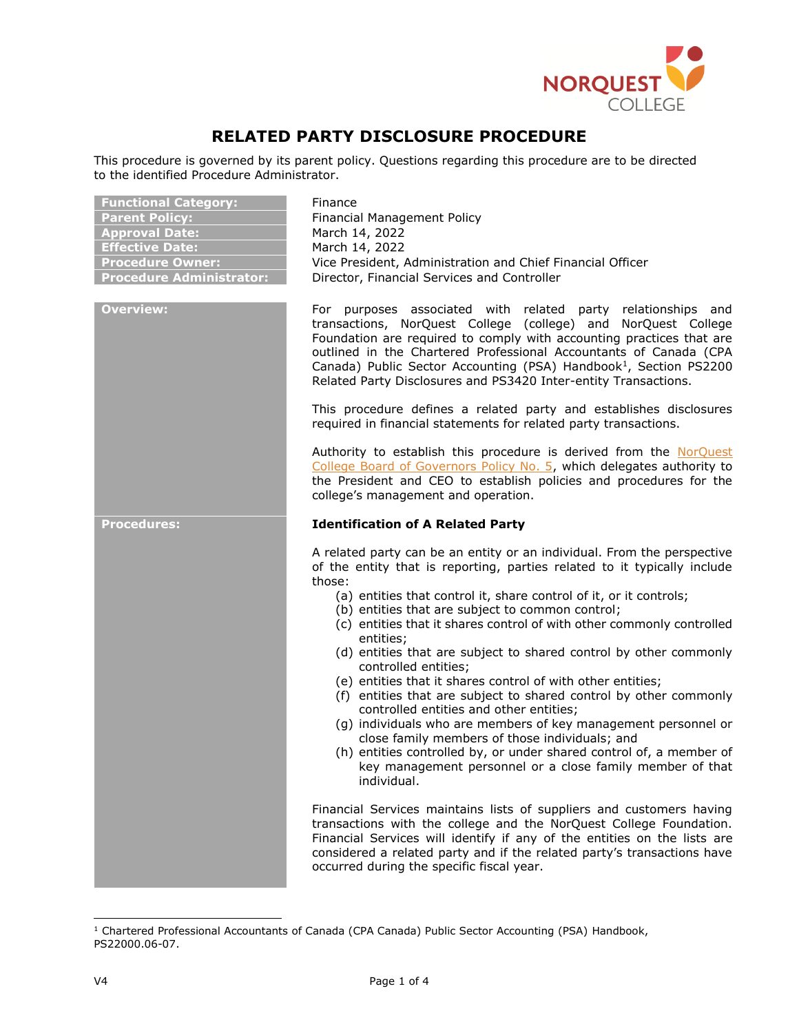# RELATED PARTY DISCLOSURE PROCEDURE

This procedure is governed by its parent policy. Questions regarding this procedure are to be directed to the identified Procedure Administrator.

| | |
|---|---|
| **Functional Category:** | Finance |
| **Parent Policy:** | Financial Management Policy |
| **Approval Date:** | March 14, 2022 |
| **Effective Date:** | March 14, 2022 |
| **Procedure Owner:** | Vice President, Administration and Chief Financial Officer |
| **Procedure Administrator:** | Director, Financial Services and Controller |

## Overview:

For purposes associated with related party relationships and transactions, NorQuest College (college) and NorQuest College Foundation are required to comply with accounting practices that are outlined in the Chartered Professional Accountants of Canada (CPA Canada) Public Sector Accounting (PSA) Handbook[1], Section PS2200 Related Party Disclosures and PS3420 Inter-entity Transactions.

This procedure defines a related party and establishes disclosures required in financial statements for related party transactions.

Authority to establish this procedure is derived from the NorQuest College Board of Governors Policy No. 5, which delegates authority to the President and CEO to establish policies and procedures for the college's management and operation.

## Procedures:

**Identification of A Related Party**

A related party can be an entity or an individual. From the perspective of the entity that is reporting, parties related to it typically include those:

(a) entities that control it, share control of it, or it controls;
(b) entities that are subject to common control;
(c) entities that it shares control of with other commonly controlled entities;
(d) entities that are subject to shared control by other commonly controlled entities;
(e) entities that it shares control of with other entities;
(f) entities that are subject to shared control by other commonly controlled entities and other entities;
(g) individuals who are members of key management personnel or close family members of those individuals; and
(h) entities controlled by, or under shared control of, a member of key management personnel or a close family member of that individual.

Financial Services maintains lists of suppliers and customers having transactions with the college and the NorQuest College Foundation. Financial Services will identify if any of the entities on the lists are considered a related party and if the related party's transactions have occurred during the specific fiscal year.

---

[1] Chartered Professional Accountants of Canada (CPA Canada) Public Sector Accounting (PSA) Handbook, PS22000.06-07.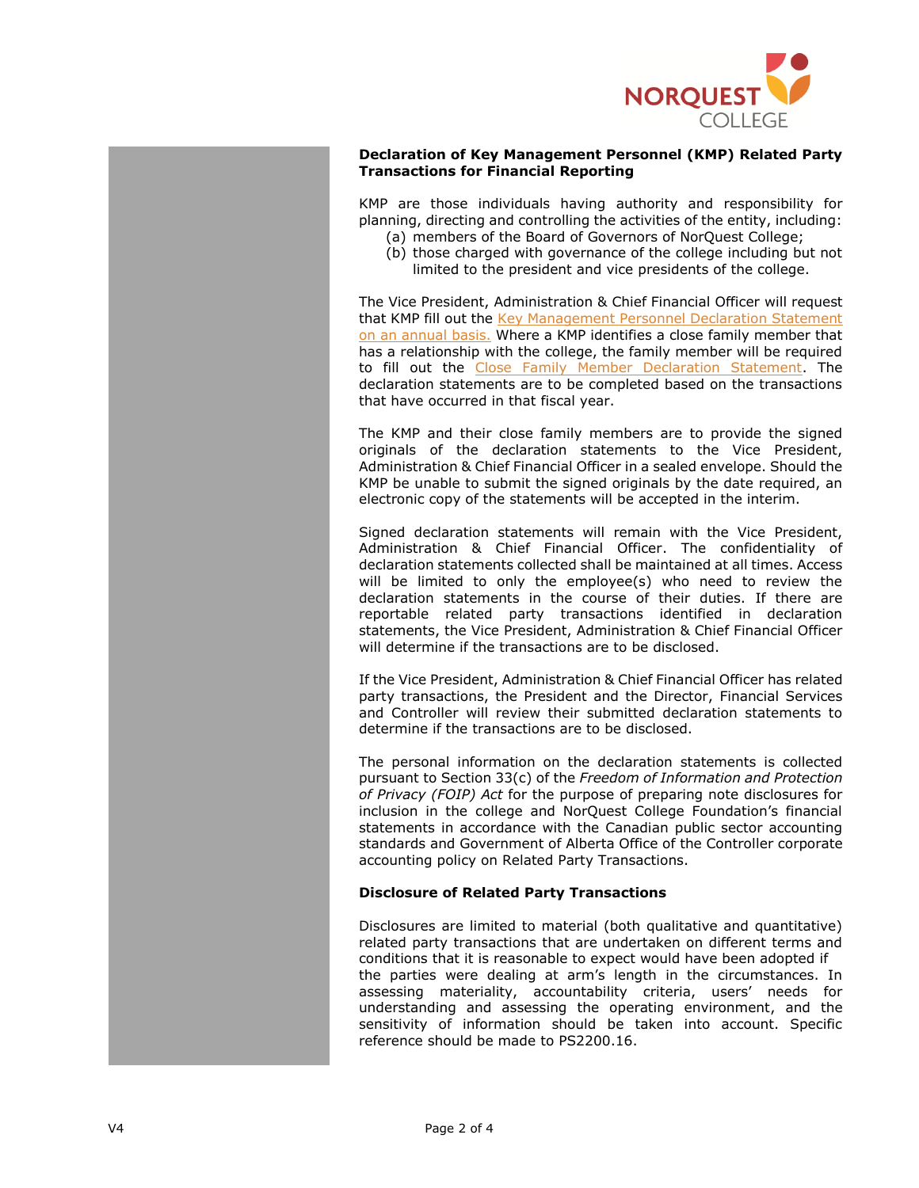**Declaration of Key Management Personnel (KMP) Related Party Transactions for Financial Reporting**

KMP are those individuals having authority and responsibility for planning, directing and controlling the activities of the entity, including:

(a) members of the Board of Governors of NorQuest College;
(b) those charged with governance of the college including but not limited to the president and vice presidents of the college.

The Vice President, Administration & Chief Financial Officer will request that KMP fill out the Key Management Personnel Declaration Statement on an annual basis. Where a KMP identifies a close family member that has a relationship with the college, the family member will be required to fill out the Close Family Member Declaration Statement. The declaration statements are to be completed based on the transactions that have occurred in that fiscal year.

The KMP and their close family members are to provide the signed originals of the declaration statements to the Vice President, Administration & Chief Financial Officer in a sealed envelope. Should the KMP be unable to submit the signed originals by the date required, an electronic copy of the statements will be accepted in the interim.

Signed declaration statements will remain with the Vice President, Administration & Chief Financial Officer. The confidentiality of declaration statements collected shall be maintained at all times. Access will be limited to only the employee(s) who need to review the declaration statements in the course of their duties. If there are reportable related party transactions identified in declaration statements, the Vice President, Administration & Chief Financial Officer will determine if the transactions are to be disclosed.

If the Vice President, Administration & Chief Financial Officer has related party transactions, the President and the Director, Financial Services and Controller will review their submitted declaration statements to determine if the transactions are to be disclosed.

The personal information on the declaration statements is collected pursuant to Section 33(c) of the *Freedom of Information and Protection of Privacy (FOIP) Act* for the purpose of preparing note disclosures for inclusion in the college and NorQuest College Foundation's financial statements in accordance with the Canadian public sector accounting standards and Government of Alberta Office of the Controller corporate accounting policy on Related Party Transactions.

**Disclosure of Related Party Transactions**

Disclosures are limited to material (both qualitative and quantitative) related party transactions that are undertaken on different terms and conditions that it is reasonable to expect would have been adopted if the parties were dealing at arm's length in the circumstances. In assessing materiality, accountability criteria, users' needs for understanding and assessing the operating environment, and the sensitivity of information should be taken into account. Specific reference should be made to PS2200.16.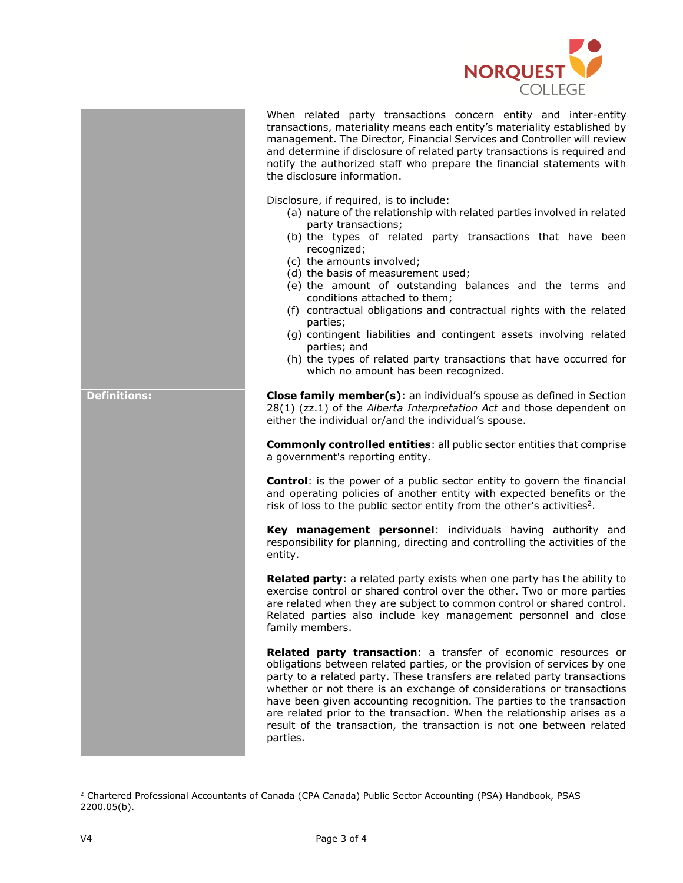When related party transactions concern entity and inter-entity transactions, materiality means each entity's materiality established by management. The Director, Financial Services and Controller will review and determine if disclosure of related party transactions is required and notify the authorized staff who prepare the financial statements with the disclosure information.

Disclosure, if required, is to include:

(a) nature of the relationship with related parties involved in related party transactions;
(b) the types of related party transactions that have been recognized;
(c) the amounts involved;
(d) the basis of measurement used;
(e) the amount of outstanding balances and the terms and conditions attached to them;
(f) contractual obligations and contractual rights with the related parties;
(g) contingent liabilities and contingent assets involving related parties; and
(h) the types of related party transactions that have occurred for which no amount has been recognized.

**Definitions:**

**Close family member(s)**: an individual's spouse as defined in Section 28(1) (zz.1) of the *Alberta Interpretation Act* and those dependent on either the individual or/and the individual's spouse.

**Commonly controlled entities**: all public sector entities that comprise a government's reporting entity.

**Control**: is the power of a public sector entity to govern the financial and operating policies of another entity with expected benefits or the risk of loss to the public sector entity from the other's activities[2].

**Key management personnel**: individuals having authority and responsibility for planning, directing and controlling the activities of the entity.

**Related party**: a related party exists when one party has the ability to exercise control or shared control over the other. Two or more parties are related when they are subject to common control or shared control. Related parties also include key management personnel and close family members.

**Related party transaction**: a transfer of economic resources or obligations between related parties, or the provision of services by one party to a related party. These transfers are related party transactions whether or not there is an exchange of considerations or transactions have been given accounting recognition. The parties to the transaction are related prior to the transaction. When the relationship arises as a result of the transaction, the transaction is not one between related parties.

---

[2] Chartered Professional Accountants of Canada (CPA Canada) Public Sector Accounting (PSA) Handbook, PSAS 2200.05(b).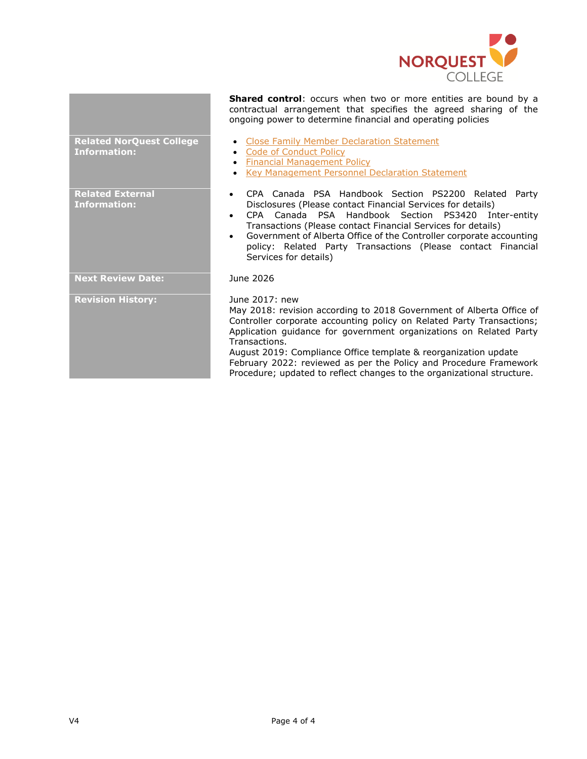| | |
|---|---|
| | **Shared control**: occurs when two or more entities are bound by a contractual arrangement that specifies the agreed sharing of the ongoing power to determine financial and operating policies |
| **Related NorQuest College Information:** | • Close Family Member Declaration Statement<br>• Code of Conduct Policy<br>• Financial Management Policy<br>• Key Management Personnel Declaration Statement |
| **Related External Information:** | • CPA Canada PSA Handbook Section PS2200 Related Party Disclosures (Please contact Financial Services for details)<br>• CPA Canada PSA Handbook Section PS3420 Inter-entity Transactions (Please contact Financial Services for details)<br>• Government of Alberta Office of the Controller corporate accounting policy: Related Party Transactions (Please contact Financial Services for details) |
| **Next Review Date:** | June 2026 |
| **Revision History:** | June 2017: new<br>May 2018: revision according to 2018 Government of Alberta Office of Controller corporate accounting policy on Related Party Transactions; Application guidance for government organizations on Related Party Transactions.<br>August 2019: Compliance Office template & reorganization update<br>February 2022: reviewed as per the Policy and Procedure Framework Procedure; updated to reflect changes to the organizational structure. |